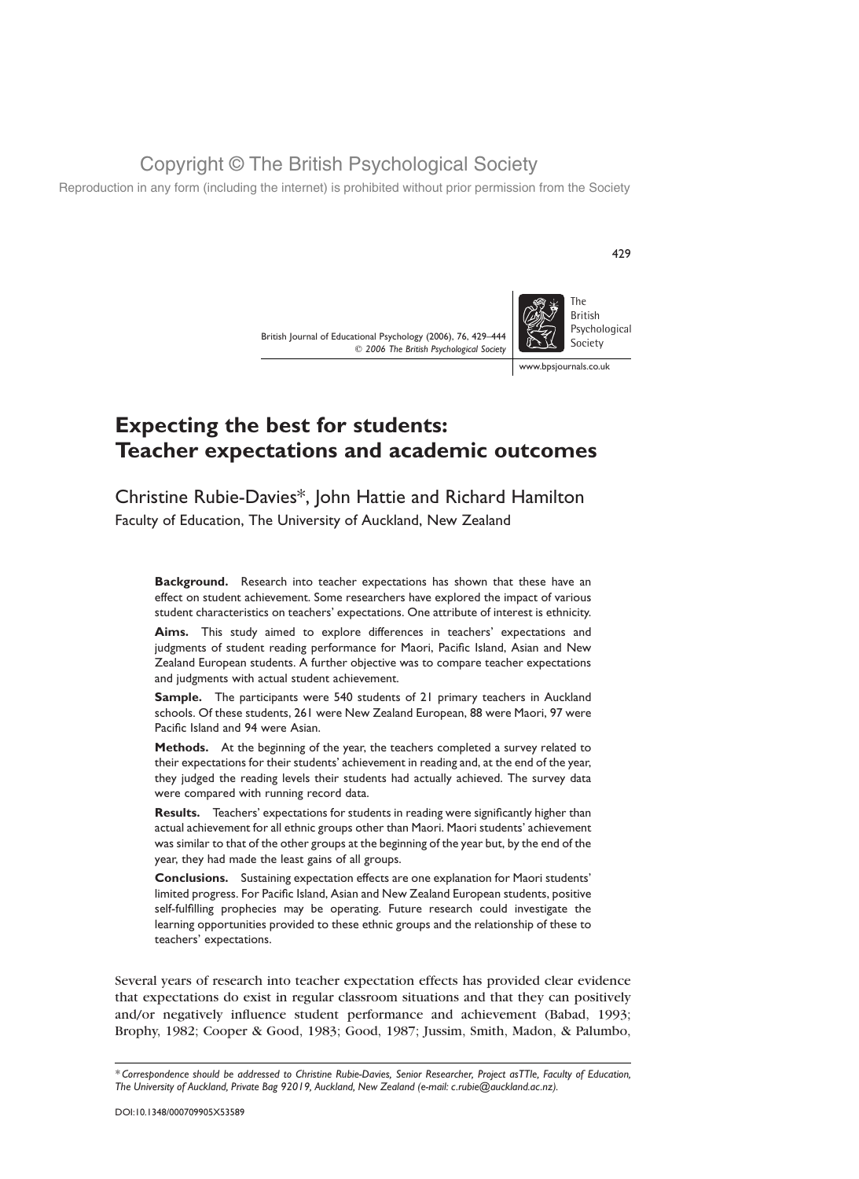# Expecting the best for students: Teacher expectations and academic outcomes

Christine Rubie-Davies*, John Hattie and Richard Hamilton

Faculty of Education, The University of Auckland, New Zealand

**Background.** Research into teacher expectations has shown that these have an effect on student achievement. Some researchers have explored the impact of various student characteristics on teachers' expectations. One attribute of interest is ethnicity.

**Aims.** This study aimed to explore differences in teachers' expectations and judgments of student reading performance for Maori, Pacific Island, Asian and New Zealand European students. A further objective was to compare teacher expectations and judgments with actual student achievement.

**Sample.** The participants were 540 students of 21 primary teachers in Auckland schools. Of these students, 261 were New Zealand European, 88 were Maori, 97 were Pacific Island and 94 were Asian.

**Methods.** At the beginning of the year, the teachers completed a survey related to their expectations for their students' achievement in reading and, at the end of the year, they judged the reading levels their students had actually achieved. The survey data were compared with running record data.

**Results.** Teachers' expectations for students in reading were significantly higher than actual achievement for all ethnic groups other than Maori. Maori students' achievement was similar to that of the other groups at the beginning of the year but, by the end of the year, they had made the least gains of all groups.

**Conclusions.** Sustaining expectation effects are one explanation for Maori students' limited progress. For Pacific Island, Asian and New Zealand European students, positive self-fulfilling prophecies may be operating. Future research could investigate the learning opportunities provided to these ethnic groups and the relationship of these to teachers' expectations.

Several years of research into teacher expectation effects has provided clear evidence that expectations do exist in regular classroom situations and that they can positively and/or negatively influence student performance and achievement (Babad, 1993; Brophy, 1982; Cooper & Good, 1983; Good, 1987; Jussim, Smith, Madon, & Palumbo,

*Correspondence should be addressed to Christine Rubie-Davies, Senior Researcher, Project asTTle, Faculty of Education, The University of Auckland, Private Bag 92019, Auckland, New Zealand (e-mail: c.rubie@auckland.ac.nz).

DOI:10.1348/000709905X53589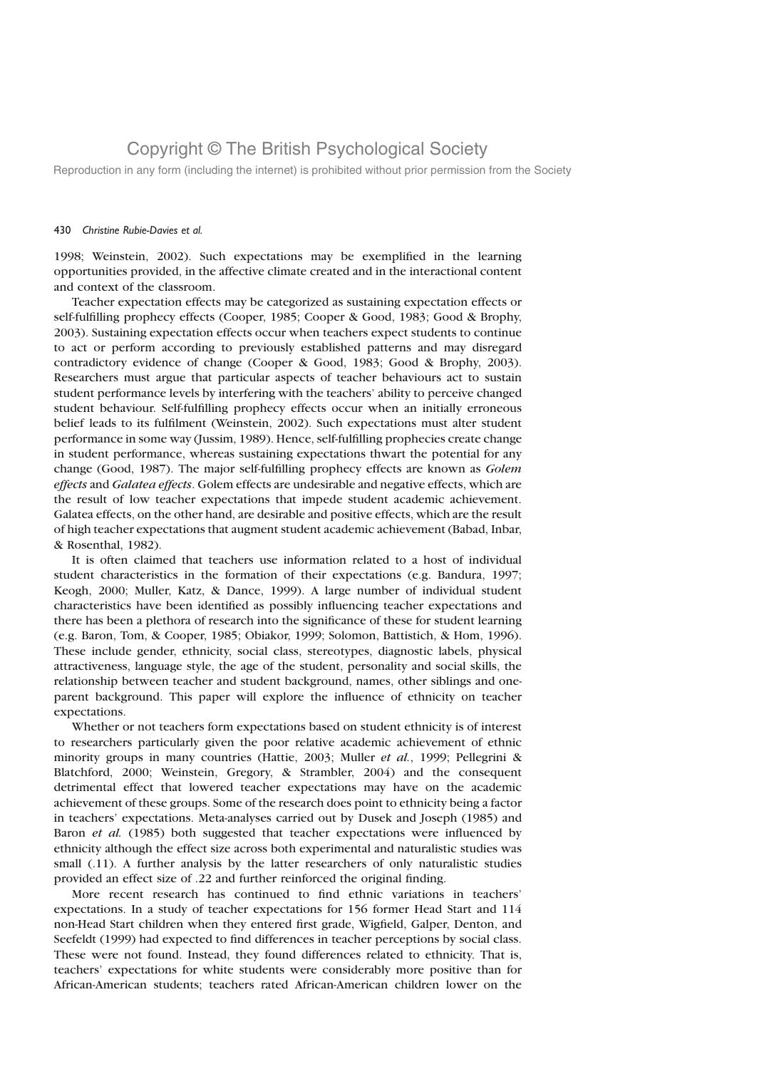1998; Weinstein, 2002). Such expectations may be exemplified in the learning opportunities provided, in the affective climate created and in the interactional content and context of the classroom.

Teacher expectation effects may be categorized as sustaining expectation effects or self-fulfilling prophecy effects (Cooper, 1985; Cooper & Good, 1983; Good & Brophy, 2003). Sustaining expectation effects occur when teachers expect students to continue to act or perform according to previously established patterns and may disregard contradictory evidence of change (Cooper & Good, 1983; Good & Brophy, 2003). Researchers must argue that particular aspects of teacher behaviours act to sustain student performance levels by interfering with the teachers' ability to perceive changed student behaviour. Self-fulfilling prophecy effects occur when an initially erroneous belief leads to its fulfilment (Weinstein, 2002). Such expectations must alter student performance in some way (Jussim, 1989). Hence, self-fulfilling prophecies create change in student performance, whereas sustaining expectations thwart the potential for any change (Good, 1987). The major self-fulfilling prophecy effects are known as *Golem effects* and *Galatea effects*. Golem effects are undesirable and negative effects, which are the result of low teacher expectations that impede student academic achievement. Galatea effects, on the other hand, are desirable and positive effects, which are the result of high teacher expectations that augment student academic achievement (Babad, Inbar, & Rosenthal, 1982).

It is often claimed that teachers use information related to a host of individual student characteristics in the formation of their expectations (e.g. Bandura, 1997; Keogh, 2000; Muller, Katz, & Dance, 1999). A large number of individual student characteristics have been identified as possibly influencing teacher expectations and there has been a plethora of research into the significance of these for student learning (e.g. Baron, Tom, & Cooper, 1985; Obiakor, 1999; Solomon, Battistich, & Hom, 1996). These include gender, ethnicity, social class, stereotypes, diagnostic labels, physical attractiveness, language style, the age of the student, personality and social skills, the relationship between teacher and student background, names, other siblings and one-parent background. This paper will explore the influence of ethnicity on teacher expectations.

Whether or not teachers form expectations based on student ethnicity is of interest to researchers particularly given the poor relative academic achievement of ethnic minority groups in many countries (Hattie, 2003; Muller *et al.*, 1999; Pellegrini & Blatchford, 2000; Weinstein, Gregory, & Strambler, 2004) and the consequent detrimental effect that lowered teacher expectations may have on the academic achievement of these groups. Some of the research does point to ethnicity being a factor in teachers' expectations. Meta-analyses carried out by Dusek and Joseph (1985) and Baron *et al.* (1985) both suggested that teacher expectations were influenced by ethnicity although the effect size across both experimental and naturalistic studies was small (.11). A further analysis by the latter researchers of only naturalistic studies provided an effect size of .22 and further reinforced the original finding.

More recent research has continued to find ethnic variations in teachers' expectations. In a study of teacher expectations for 156 former Head Start and 114 non-Head Start children when they entered first grade, Wigfield, Galper, Denton, and Seefeldt (1999) had expected to find differences in teacher perceptions by social class. These were not found. Instead, they found differences related to ethnicity. That is, teachers' expectations for white students were considerably more positive than for African-American students; teachers rated African-American children lower on the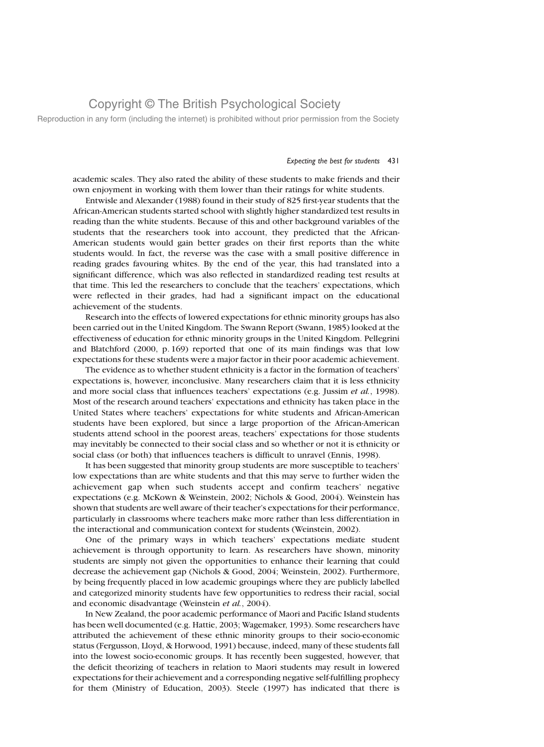academic scales. They also rated the ability of these students to make friends and their own enjoyment in working with them lower than their ratings for white students.

Entwisle and Alexander (1988) found in their study of 825 first-year students that the African-American students started school with slightly higher standardized test results in reading than the white students. Because of this and other background variables of the students that the researchers took into account, they predicted that the African-American students would gain better grades on their first reports than the white students would. In fact, the reverse was the case with a small positive difference in reading grades favouring whites. By the end of the year, this had translated into a significant difference, which was also reflected in standardized reading test results at that time. This led the researchers to conclude that the teachers' expectations, which were reflected in their grades, had had a significant impact on the educational achievement of the students.

Research into the effects of lowered expectations for ethnic minority groups has also been carried out in the United Kingdom. The Swann Report (Swann, 1985) looked at the effectiveness of education for ethnic minority groups in the United Kingdom. Pellegrini and Blatchford (2000, p. 169) reported that one of its main findings was that low expectations for these students were a major factor in their poor academic achievement.

The evidence as to whether student ethnicity is a factor in the formation of teachers' expectations is, however, inconclusive. Many researchers claim that it is less ethnicity and more social class that influences teachers' expectations (e.g. Jussim *et al.*, 1998). Most of the research around teachers' expectations and ethnicity has taken place in the United States where teachers' expectations for white students and African-American students have been explored, but since a large proportion of the African-American students attend school in the poorest areas, teachers' expectations for those students may inevitably be connected to their social class and so whether or not it is ethnicity or social class (or both) that influences teachers is difficult to unravel (Ennis, 1998).

It has been suggested that minority group students are more susceptible to teachers' low expectations than are white students and that this may serve to further widen the achievement gap when such students accept and confirm teachers' negative expectations (e.g. McKown & Weinstein, 2002; Nichols & Good, 2004). Weinstein has shown that students are well aware of their teacher's expectations for their performance, particularly in classrooms where teachers make more rather than less differentiation in the interactional and communication context for students (Weinstein, 2002).

One of the primary ways in which teachers' expectations mediate student achievement is through opportunity to learn. As researchers have shown, minority students are simply not given the opportunities to enhance their learning that could decrease the achievement gap (Nichols & Good, 2004; Weinstein, 2002). Furthermore, by being frequently placed in low academic groupings where they are publicly labelled and categorized minority students have few opportunities to redress their racial, social and economic disadvantage (Weinstein *et al.*, 2004).

In New Zealand, the poor academic performance of Maori and Pacific Island students has been well documented (e.g. Hattie, 2003; Wagemaker, 1993). Some researchers have attributed the achievement of these ethnic minority groups to their socio-economic status (Fergusson, Lloyd, & Horwood, 1991) because, indeed, many of these students fall into the lowest socio-economic groups. It has recently been suggested, however, that the deficit theorizing of teachers in relation to Maori students may result in lowered expectations for their achievement and a corresponding negative self-fulfilling prophecy for them (Ministry of Education, 2003). Steele (1997) has indicated that there is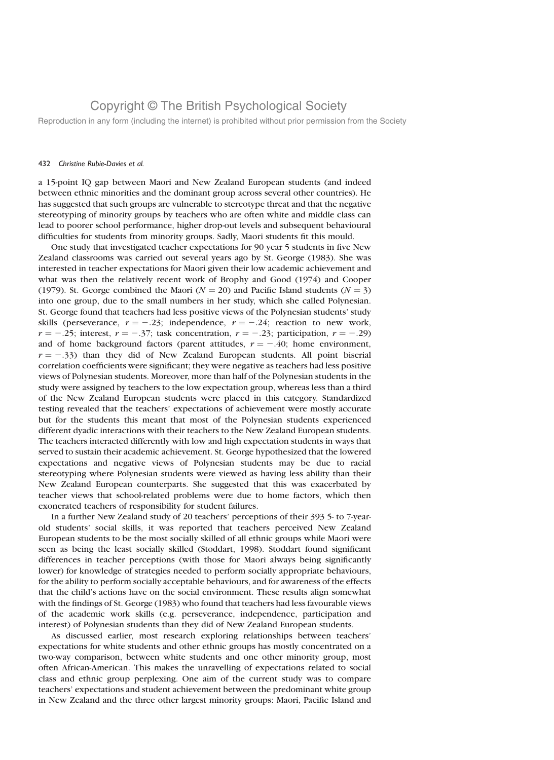a 15-point IQ gap between Maori and New Zealand European students (and indeed between ethnic minorities and the dominant group across several other countries). He has suggested that such groups are vulnerable to stereotype threat and that the negative stereotyping of minority groups by teachers who are often white and middle class can lead to poorer school performance, higher drop-out levels and subsequent behavioural difficulties for students from minority groups. Sadly, Maori students fit this mould.

One study that investigated teacher expectations for 90 year 5 students in five New Zealand classrooms was carried out several years ago by St. George (1983). She was interested in teacher expectations for Maori given their low academic achievement and what was then the relatively recent work of Brophy and Good (1974) and Cooper (1979). St. George combined the Maori ($N = 20$) and Pacific Island students ($N = 3$) into one group, due to the small numbers in her study, which she called Polynesian. St. George found that teachers had less positive views of the Polynesian students' study skills (perseverance, $r = -.23$; independence, $r = -.24$; reaction to new work, $r = -.25$; interest, $r = -.37$; task concentration, $r = -.23$; participation, $r = -.29$) and of home background factors (parent attitudes, $r = -.40$; home environment, $r = -.33$) than they did of New Zealand European students. All point biserial correlation coefficients were significant; they were negative as teachers had less positive views of Polynesian students. Moreover, more than half of the Polynesian students in the study were assigned by teachers to the low expectation group, whereas less than a third of the New Zealand European students were placed in this category. Standardized testing revealed that the teachers' expectations of achievement were mostly accurate but for the students this meant that most of the Polynesian students experienced different dyadic interactions with their teachers to the New Zealand European students. The teachers interacted differently with low and high expectation students in ways that served to sustain their academic achievement. St. George hypothesized that the lowered expectations and negative views of Polynesian students may be due to racial stereotyping where Polynesian students were viewed as having less ability than their New Zealand European counterparts. She suggested that this was exacerbated by teacher views that school-related problems were due to home factors, which then exonerated teachers of responsibility for student failures.

In a further New Zealand study of 20 teachers' perceptions of their 393 5- to 7-year-old students' social skills, it was reported that teachers perceived New Zealand European students to be the most socially skilled of all ethnic groups while Maori were seen as being the least socially skilled (Stoddart, 1998). Stoddart found significant differences in teacher perceptions (with those for Maori always being significantly lower) for knowledge of strategies needed to perform socially appropriate behaviours, for the ability to perform socially acceptable behaviours, and for awareness of the effects that the child's actions have on the social environment. These results align somewhat with the findings of St. George (1983) who found that teachers had less favourable views of the academic work skills (e.g. perseverance, independence, participation and interest) of Polynesian students than they did of New Zealand European students.

As discussed earlier, most research exploring relationships between teachers' expectations for white students and other ethnic groups has mostly concentrated on a two-way comparison, between white students and one other minority group, most often African-American. This makes the unravelling of expectations related to social class and ethnic group perplexing. One aim of the current study was to compare teachers' expectations and student achievement between the predominant white group in New Zealand and the three other largest minority groups: Maori, Pacific Island and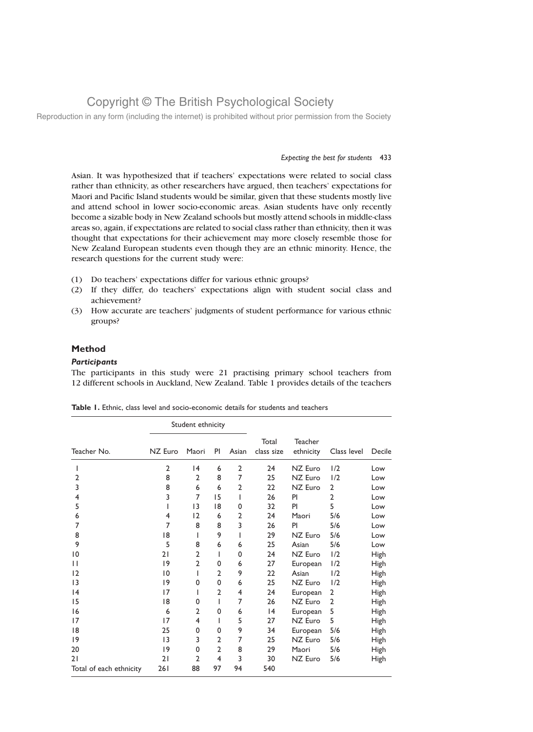Asian. It was hypothesized that if teachers' expectations were related to social class rather than ethnicity, as other researchers have argued, then teachers' expectations for Maori and Pacific Island students would be similar, given that these students mostly live and attend school in lower socio-economic areas. Asian students have only recently become a sizable body in New Zealand schools but mostly attend schools in middle-class areas so, again, if expectations are related to social class rather than ethnicity, then it was thought that expectations for their achievement may more closely resemble those for New Zealand European students even though they are an ethnic minority. Hence, the research questions for the current study were:

(1) Do teachers' expectations differ for various ethnic groups?
(2) If they differ, do teachers' expectations align with student social class and achievement?
(3) How accurate are teachers' judgments of student performance for various ethnic groups?

## Method

### *Participants*

The participants in this study were 21 practising primary school teachers from 12 different schools in Auckland, New Zealand. Table 1 provides details of the teachers

**Table 1.** Ethnic, class level and socio-economic details for students and teachers

| | Student ethnicity | | | | | | | |
|---|---|---|---|---|---|---|---|---|
| Teacher No. | NZ Euro | Maori | PI | Asian | Total class size | Teacher ethnicity | Class level | Decile |
| 1 | 2 | 14 | 6 | 2 | 24 | NZ Euro | 1/2 | Low |
| 2 | 8 | 2 | 8 | 7 | 25 | NZ Euro | 1/2 | Low |
| 3 | 8 | 6 | 6 | 2 | 22 | NZ Euro | 2 | Low |
| 4 | 3 | 7 | 15 | 1 | 26 | PI | 2 | Low |
| 5 | 1 | 13 | 18 | 0 | 32 | PI | 5 | Low |
| 6 | 4 | 12 | 6 | 2 | 24 | Maori | 5/6 | Low |
| 7 | 7 | 8 | 8 | 3 | 26 | PI | 5/6 | Low |
| 8 | 18 | 1 | 9 | 1 | 29 | NZ Euro | 5/6 | Low |
| 9 | 5 | 8 | 6 | 6 | 25 | Asian | 5/6 | Low |
| 10 | 21 | 2 | 1 | 0 | 24 | NZ Euro | 1/2 | High |
| 11 | 19 | 2 | 0 | 6 | 27 | European | 1/2 | High |
| 12 | 10 | 1 | 2 | 9 | 22 | Asian | 1/2 | High |
| 13 | 19 | 0 | 0 | 6 | 25 | NZ Euro | 1/2 | High |
| 14 | 17 | 1 | 2 | 4 | 24 | European | 2 | High |
| 15 | 18 | 0 | 1 | 7 | 26 | NZ Euro | 2 | High |
| 16 | 6 | 2 | 0 | 6 | 14 | European | 5 | High |
| 17 | 17 | 4 | 1 | 5 | 27 | NZ Euro | 5 | High |
| 18 | 25 | 0 | 0 | 9 | 34 | European | 5/6 | High |
| 19 | 13 | 3 | 2 | 7 | 25 | NZ Euro | 5/6 | High |
| 20 | 19 | 0 | 2 | 8 | 29 | Maori | 5/6 | High |
| 21 | 21 | 2 | 4 | 3 | 30 | NZ Euro | 5/6 | High |
| Total of each ethnicity | 261 | 88 | 97 | 94 | 540 | | | |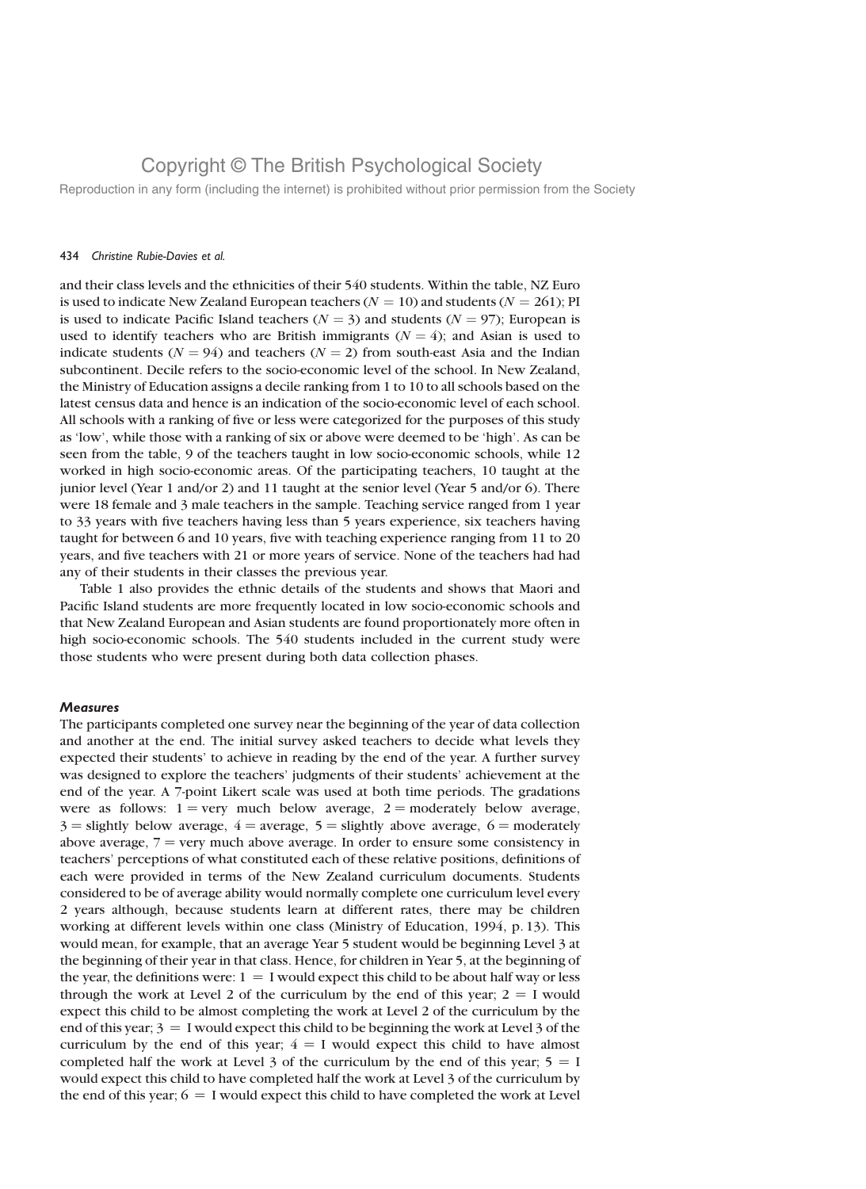and their class levels and the ethnicities of their 540 students. Within the table, NZ Euro is used to indicate New Zealand European teachers ($N = 10$) and students ($N = 261$); PI is used to indicate Pacific Island teachers ($N = 3$) and students ($N = 97$); European is used to identify teachers who are British immigrants ($N = 4$); and Asian is used to indicate students ($N = 94$) and teachers ($N = 2$) from south-east Asia and the Indian subcontinent. Decile refers to the socio-economic level of the school. In New Zealand, the Ministry of Education assigns a decile ranking from 1 to 10 to all schools based on the latest census data and hence is an indication of the socio-economic level of each school. All schools with a ranking of five or less were categorized for the purposes of this study as 'low', while those with a ranking of six or above were deemed to be 'high'. As can be seen from the table, 9 of the teachers taught in low socio-economic schools, while 12 worked in high socio-economic areas. Of the participating teachers, 10 taught at the junior level (Year 1 and/or 2) and 11 taught at the senior level (Year 5 and/or 6). There were 18 female and 3 male teachers in the sample. Teaching service ranged from 1 year to 33 years with five teachers having less than 5 years experience, six teachers having taught for between 6 and 10 years, five with teaching experience ranging from 11 to 20 years, and five teachers with 21 or more years of service. None of the teachers had had any of their students in their classes the previous year.

Table 1 also provides the ethnic details of the students and shows that Maori and Pacific Island students are more frequently located in low socio-economic schools and that New Zealand European and Asian students are found proportionately more often in high socio-economic schools. The 540 students included in the current study were those students who were present during both data collection phases.

### *Measures*

The participants completed one survey near the beginning of the year of data collection and another at the end. The initial survey asked teachers to decide what levels they expected their students' to achieve in reading by the end of the year. A further survey was designed to explore the teachers' judgments of their students' achievement at the end of the year. A 7-point Likert scale was used at both time periods. The gradations were as follows: 1 = very much below average, 2 = moderately below average, 3 = slightly below average, 4 = average, 5 = slightly above average, 6 = moderately above average, 7 = very much above average. In order to ensure some consistency in teachers' perceptions of what constituted each of these relative positions, definitions of each were provided in terms of the New Zealand curriculum documents. Students considered to be of average ability would normally complete one curriculum level every 2 years although, because students learn at different rates, there may be children working at different levels within one class (Ministry of Education, 1994, p. 13). This would mean, for example, that an average Year 5 student would be beginning Level 3 at the beginning of their year in that class. Hence, for children in Year 5, at the beginning of the year, the definitions were: 1 = I would expect this child to be about half way or less through the work at Level 2 of the curriculum by the end of this year; 2 = I would expect this child to be almost completing the work at Level 2 of the curriculum by the end of this year; 3 = I would expect this child to be beginning the work at Level 3 of the curriculum by the end of this year; 4 = I would expect this child to have almost completed half the work at Level 3 of the curriculum by the end of this year; 5 = I would expect this child to have completed half the work at Level 3 of the curriculum by the end of this year; 6 = I would expect this child to have completed the work at Level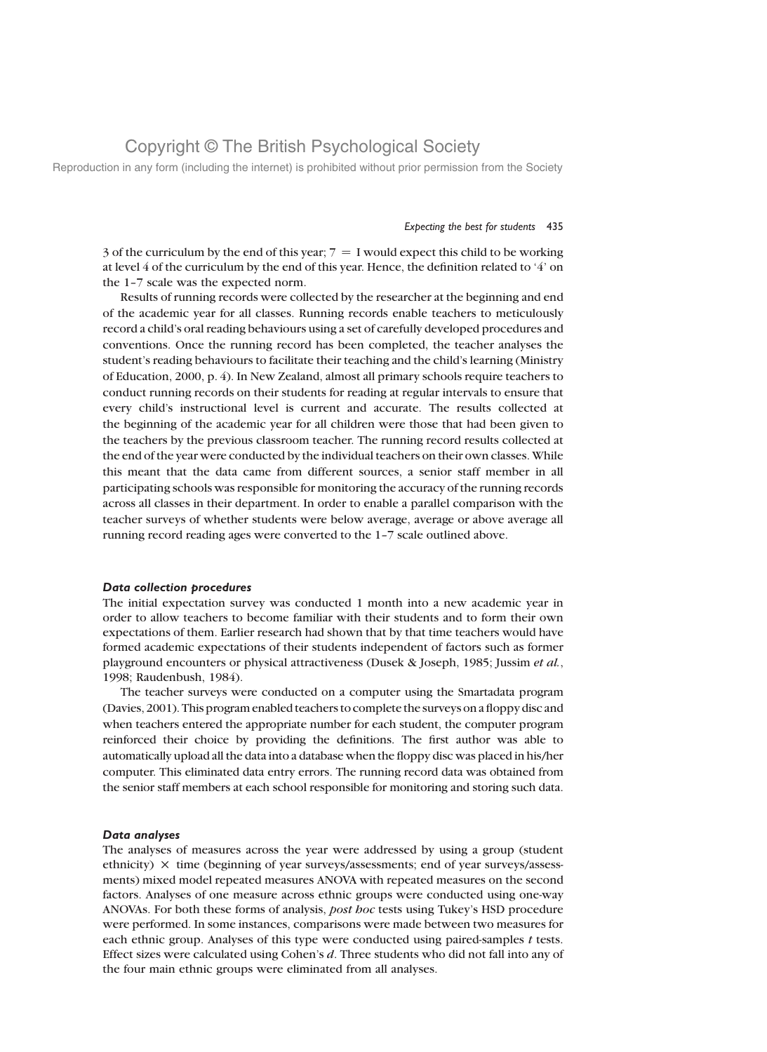3 of the curriculum by the end of this year; 7 = I would expect this child to be working at level 4 of the curriculum by the end of this year. Hence, the definition related to '4' on the 1–7 scale was the expected norm.

Results of running records were collected by the researcher at the beginning and end of the academic year for all classes. Running records enable teachers to meticulously record a child's oral reading behaviours using a set of carefully developed procedures and conventions. Once the running record has been completed, the teacher analyses the student's reading behaviours to facilitate their teaching and the child's learning (Ministry of Education, 2000, p. 4). In New Zealand, almost all primary schools require teachers to conduct running records on their students for reading at regular intervals to ensure that every child's instructional level is current and accurate. The results collected at the beginning of the academic year for all children were those that had been given to the teachers by the previous classroom teacher. The running record results collected at the end of the year were conducted by the individual teachers on their own classes. While this meant that the data came from different sources, a senior staff member in all participating schools was responsible for monitoring the accuracy of the running records across all classes in their department. In order to enable a parallel comparison with the teacher surveys of whether students were below average, average or above average all running record reading ages were converted to the 1–7 scale outlined above.

### *Data collection procedures*

The initial expectation survey was conducted 1 month into a new academic year in order to allow teachers to become familiar with their students and to form their own expectations of them. Earlier research had shown that by that time teachers would have formed academic expectations of their students independent of factors such as former playground encounters or physical attractiveness (Dusek & Joseph, 1985; Jussim *et al.*, 1998; Raudenbush, 1984).

The teacher surveys were conducted on a computer using the Smartadata program (Davies, 2001). This program enabled teachers to complete the surveys on a floppy disc and when teachers entered the appropriate number for each student, the computer program reinforced their choice by providing the definitions. The first author was able to automatically upload all the data into a database when the floppy disc was placed in his/her computer. This eliminated data entry errors. The running record data was obtained from the senior staff members at each school responsible for monitoring and storing such data.

### *Data analyses*

The analyses of measures across the year were addressed by using a group (student ethnicity) × time (beginning of year surveys/assessments; end of year surveys/assessments) mixed model repeated measures ANOVA with repeated measures on the second factors. Analyses of one measure across ethnic groups were conducted using one-way ANOVAs. For both these forms of analysis, *post hoc* tests using Tukey's HSD procedure were performed. In some instances, comparisons were made between two measures for each ethnic group. Analyses of this type were conducted using paired-samples $t$ tests. Effect sizes were calculated using Cohen's $d$. Three students who did not fall into any of the four main ethnic groups were eliminated from all analyses.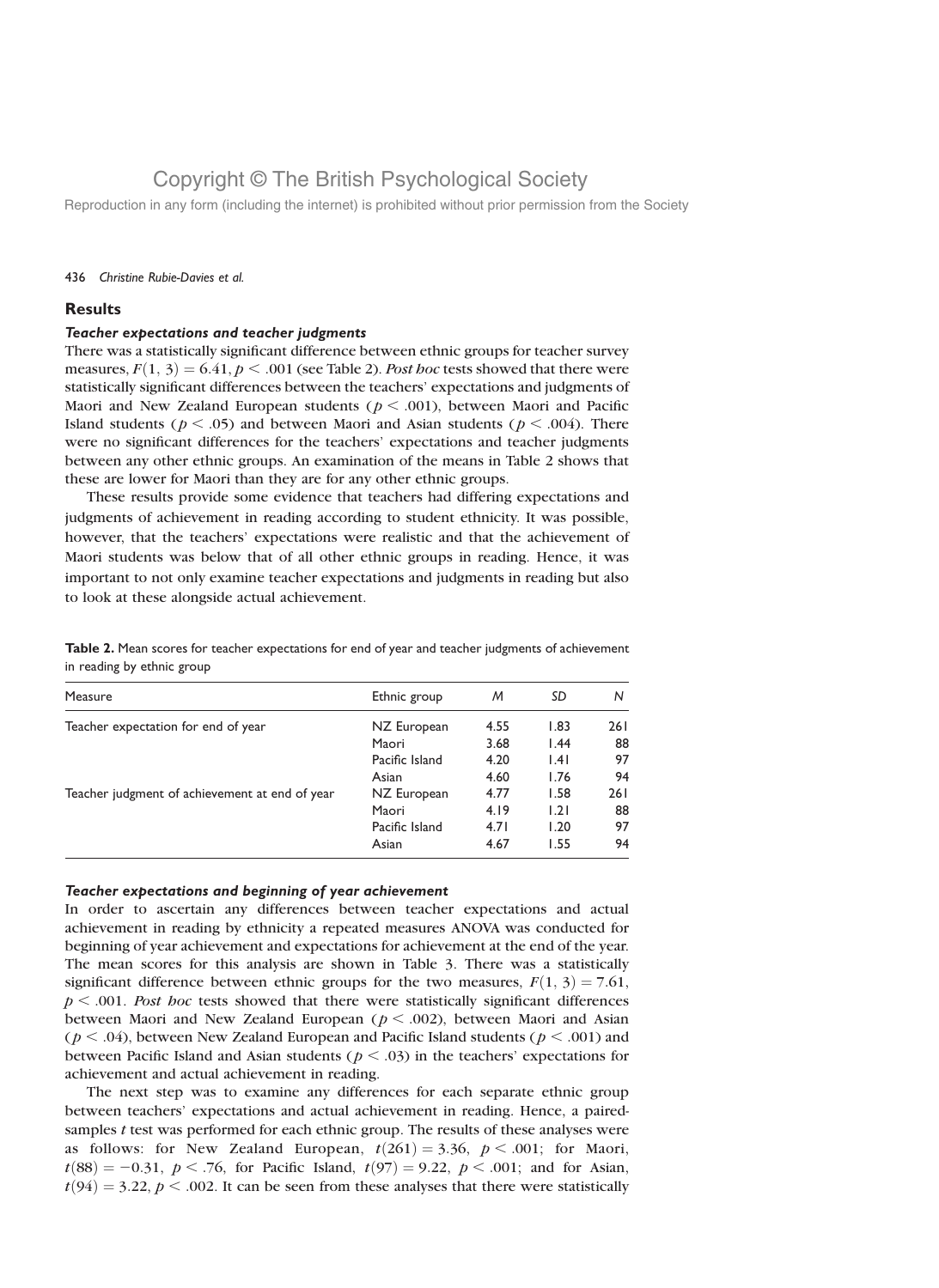## Results

### *Teacher expectations and teacher judgments*

There was a statistically significant difference between ethnic groups for teacher survey measures, $F(1, 3) = 6.41, p < .001$ (see Table 2). *Post hoc* tests showed that there were statistically significant differences between the teachers' expectations and judgments of Maori and New Zealand European students ($p < .001$), between Maori and Pacific Island students ($p < .05$) and between Maori and Asian students ($p < .004$). There were no significant differences for the teachers' expectations and teacher judgments between any other ethnic groups. An examination of the means in Table 2 shows that these are lower for Maori than they are for any other ethnic groups.

These results provide some evidence that teachers had differing expectations and judgments of achievement in reading according to student ethnicity. It was possible, however, that the teachers' expectations were realistic and that the achievement of Maori students was below that of all other ethnic groups in reading. Hence, it was important to not only examine teacher expectations and judgments in reading but also to look at these alongside actual achievement.

**Table 2.** Mean scores for teacher expectations for end of year and teacher judgments of achievement in reading by ethnic group

| Measure | Ethnic group | *M* | *SD* | *N* |
|---|---|---|---|---|
| Teacher expectation for end of year | NZ European | 4.55 | 1.83 | 261 |
| | Maori | 3.68 | 1.44 | 88 |
| | Pacific Island | 4.20 | 1.41 | 97 |
| | Asian | 4.60 | 1.76 | 94 |
| Teacher judgment of achievement at end of year | NZ European | 4.77 | 1.58 | 261 |
| | Maori | 4.19 | 1.21 | 88 |
| | Pacific Island | 4.71 | 1.20 | 97 |
| | Asian | 4.67 | 1.55 | 94 |

### *Teacher expectations and beginning of year achievement*

In order to ascertain any differences between teacher expectations and actual achievement in reading by ethnicity a repeated measures ANOVA was conducted for beginning of year achievement and expectations for achievement at the end of the year. The mean scores for this analysis are shown in Table 3. There was a statistically significant difference between ethnic groups for the two measures, $F(1, 3) = 7.61$, $p < .001$. *Post hoc* tests showed that there were statistically significant differences between Maori and New Zealand European ($p < .002$), between Maori and Asian ($p < .04$), between New Zealand European and Pacific Island students ($p < .001$) and between Pacific Island and Asian students ($p < .03$) in the teachers' expectations for achievement and actual achievement in reading.

The next step was to examine any differences for each separate ethnic group between teachers' expectations and actual achievement in reading. Hence, a paired-samples *t* test was performed for each ethnic group. The results of these analyses were as follows: for New Zealand European, $t(261) = 3.36$, $p < .001$; for Maori, $t(88) = -0.31$, $p < .76$, for Pacific Island, $t(97) = 9.22$, $p < .001$; and for Asian, $t(94) = 3.22$, $p < .002$. It can be seen from these analyses that there were statistically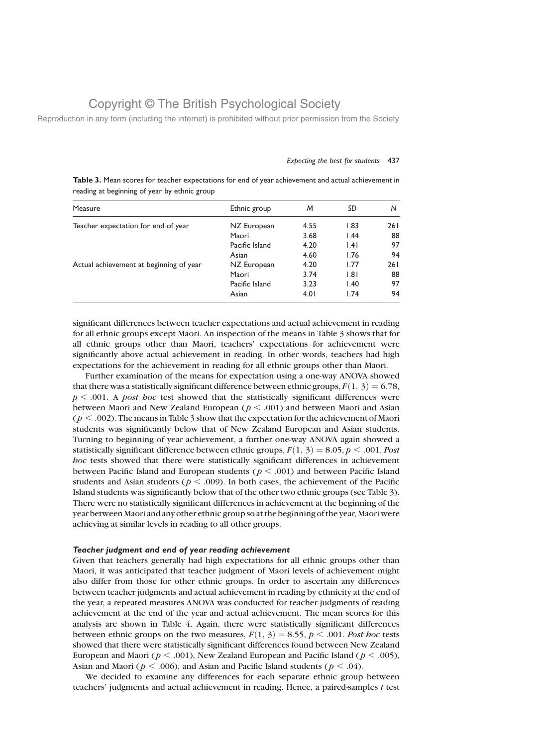**Table 3.** Mean scores for teacher expectations for end of year achievement and actual achievement in reading at beginning of year by ethnic group

| Measure | Ethnic group | *M* | *SD* | *N* |
|---|---|---|---|---|
| Teacher expectation for end of year | NZ European | 4.55 | 1.83 | 261 |
| | Maori | 3.68 | 1.44 | 88 |
| | Pacific Island | 4.20 | 1.41 | 97 |
| | Asian | 4.60 | 1.76 | 94 |
| Actual achievement at beginning of year | NZ European | 4.20 | 1.77 | 261 |
| | Maori | 3.74 | 1.81 | 88 |
| | Pacific Island | 3.23 | 1.40 | 97 |
| | Asian | 4.01 | 1.74 | 94 |

significant differences between teacher expectations and actual achievement in reading for all ethnic groups except Maori. An inspection of the means in Table 3 shows that for all ethnic groups other than Maori, teachers' expectations for achievement were significantly above actual achievement in reading. In other words, teachers had high expectations for the achievement in reading for all ethnic groups other than Maori.

Further examination of the means for expectation using a one-way ANOVA showed that there was a statistically significant difference between ethnic groups, $F(1, 3) = 6.78$, $p < .001$. A *post hoc* test showed that the statistically significant differences were between Maori and New Zealand European ($p < .001$) and between Maori and Asian ($p < .002$). The means in Table 3 show that the expectation for the achievement of Maori students was significantly below that of New Zealand European and Asian students. Turning to beginning of year achievement, a further one-way ANOVA again showed a statistically significant difference between ethnic groups, $F(1, 3) = 8.05$, $p < .001$. *Post hoc* tests showed that there were statistically significant differences in achievement between Pacific Island and European students ($p < .001$) and between Pacific Island students and Asian students ($p < .009$). In both cases, the achievement of the Pacific Island students was significantly below that of the other two ethnic groups (see Table 3). There were no statistically significant differences in achievement at the beginning of the year between Maori and any other ethnic group so at the beginning of the year, Maori were achieving at similar levels in reading to all other groups.

### *Teacher judgment and end of year reading achievement*

Given that teachers generally had high expectations for all ethnic groups other than Maori, it was anticipated that teacher judgment of Maori levels of achievement might also differ from those for other ethnic groups. In order to ascertain any differences between teacher judgments and actual achievement in reading by ethnicity at the end of the year, a repeated measures ANOVA was conducted for teacher judgments of reading achievement at the end of the year and actual achievement. The mean scores for this analysis are shown in Table 4. Again, there were statistically significant differences between ethnic groups on the two measures, $F(1, 3) = 8.55$, $p < .001$. *Post hoc* tests showed that there were statistically significant differences found between New Zealand European and Maori ($p < .001$), New Zealand European and Pacific Island ($p < .005$), Asian and Maori ($p < .006$), and Asian and Pacific Island students ($p < .04$).

We decided to examine any differences for each separate ethnic group between teachers' judgments and actual achievement in reading. Hence, a paired-samples *t* test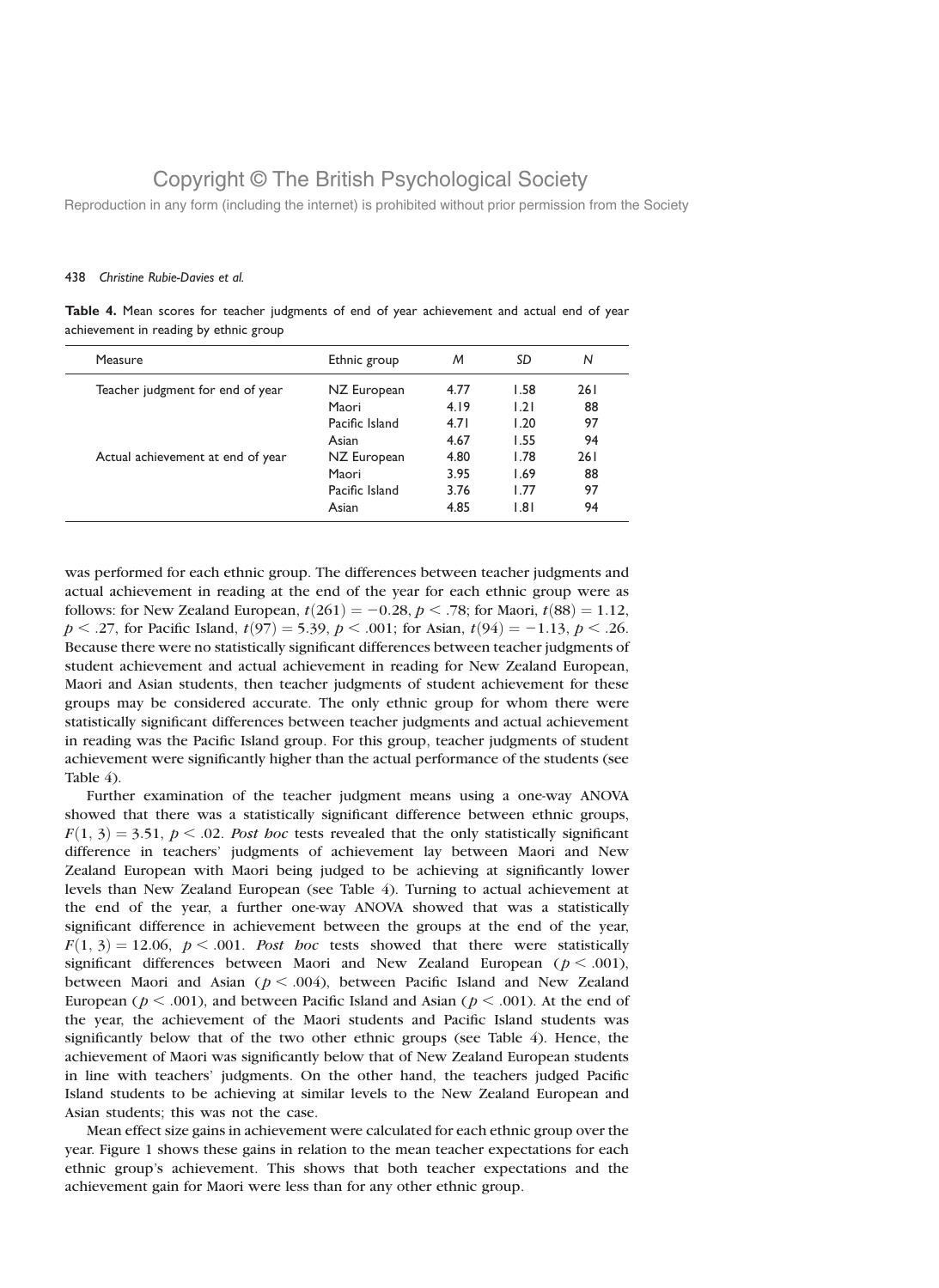**Table 4.** Mean scores for teacher judgments of end of year achievement and actual end of year achievement in reading by ethnic group

| Measure | Ethnic group | *M* | *SD* | *N* |
|---|---|---|---|---|
| Teacher judgment for end of year | NZ European | 4.77 | 1.58 | 261 |
| | Maori | 4.19 | 1.21 | 88 |
| | Pacific Island | 4.71 | 1.20 | 97 |
| | Asian | 4.67 | 1.55 | 94 |
| Actual achievement at end of year | NZ European | 4.80 | 1.78 | 261 |
| | Maori | 3.95 | 1.69 | 88 |
| | Pacific Island | 3.76 | 1.77 | 97 |
| | Asian | 4.85 | 1.81 | 94 |

was performed for each ethnic group. The differences between teacher judgments and actual achievement in reading at the end of the year for each ethnic group were as follows: for New Zealand European, $t(261) = -0.28$, $p < .78$; for Maori, $t(88) = 1.12$, $p < .27$, for Pacific Island, $t(97) = 5.39$, $p < .001$; for Asian, $t(94) = -1.13$, $p < .26$. Because there were no statistically significant differences between teacher judgments of student achievement and actual achievement in reading for New Zealand European, Maori and Asian students, then teacher judgments of student achievement for these groups may be considered accurate. The only ethnic group for whom there were statistically significant differences between teacher judgments and actual achievement in reading was the Pacific Island group. For this group, teacher judgments of student achievement were significantly higher than the actual performance of the students (see Table 4).

Further examination of the teacher judgment means using a one-way ANOVA showed that there was a statistically significant difference between ethnic groups, $F(1, 3) = 3.51$, $p < .02$. *Post hoc* tests revealed that the only statistically significant difference in teachers' judgments of achievement lay between Maori and New Zealand European with Maori being judged to be achieving at significantly lower levels than New Zealand European (see Table 4). Turning to actual achievement at the end of the year, a further one-way ANOVA showed that was a statistically significant difference in achievement between the groups at the end of the year, $F(1, 3) = 12.06$, $p < .001$. *Post hoc* tests showed that there were statistically significant differences between Maori and New Zealand European ($p < .001$), between Maori and Asian ($p < .004$), between Pacific Island and New Zealand European ($p < .001$), and between Pacific Island and Asian ($p < .001$). At the end of the year, the achievement of the Maori students and Pacific Island students was significantly below that of the two other ethnic groups (see Table 4). Hence, the achievement of Maori was significantly below that of New Zealand European students in line with teachers' judgments. On the other hand, the teachers judged Pacific Island students to be achieving at similar levels to the New Zealand European and Asian students; this was not the case.

Mean effect size gains in achievement were calculated for each ethnic group over the year. Figure 1 shows these gains in relation to the mean teacher expectations for each ethnic group's achievement. This shows that both teacher expectations and the achievement gain for Maori were less than for any other ethnic group.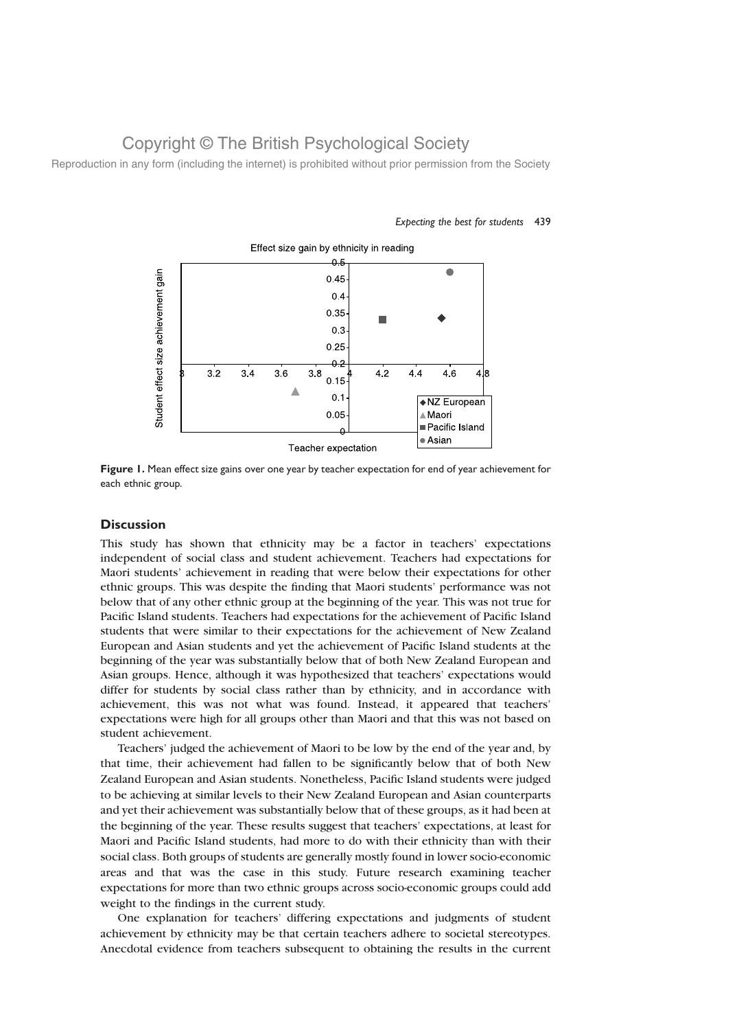Figure 1. Mean effect size gains over one year by teacher expectation for end of year achievement for each ethnic group.

## Discussion

This study has shown that ethnicity may be a factor in teachers' expectations independent of social class and student achievement. Teachers had expectations for Maori students' achievement in reading that were below their expectations for other ethnic groups. This was despite the finding that Maori students' performance was not below that of any other ethnic group at the beginning of the year. This was not true for Pacific Island students. Teachers had expectations for the achievement of Pacific Island students that were similar to their expectations for the achievement of New Zealand European and Asian students and yet the achievement of Pacific Island students at the beginning of the year was substantially below that of both New Zealand European and Asian groups. Hence, although it was hypothesized that teachers' expectations would differ for students by social class rather than by ethnicity, and in accordance with achievement, this was not what was found. Instead, it appeared that teachers' expectations were high for all groups other than Maori and that this was not based on student achievement.

Teachers' judged the achievement of Maori to be low by the end of the year and, by that time, their achievement had fallen to be significantly below that of both New Zealand European and Asian students. Nonetheless, Pacific Island students were judged to be achieving at similar levels to their New Zealand European and Asian counterparts and yet their achievement was substantially below that of these groups, as it had been at the beginning of the year. These results suggest that teachers' expectations, at least for Maori and Pacific Island students, had more to do with their ethnicity than with their social class. Both groups of students are generally mostly found in lower socio-economic areas and that was the case in this study. Future research examining teacher expectations for more than two ethnic groups across socio-economic groups could add weight to the findings in the current study.

One explanation for teachers' differing expectations and judgments of student achievement by ethnicity may be that certain teachers adhere to societal stereotypes. Anecdotal evidence from teachers subsequent to obtaining the results in the current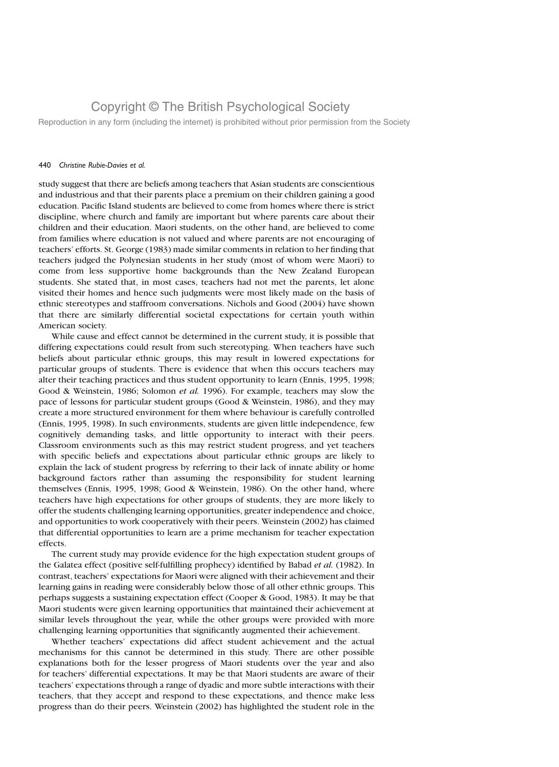study suggest that there are beliefs among teachers that Asian students are conscientious and industrious and that their parents place a premium on their children gaining a good education. Pacific Island students are believed to come from homes where there is strict discipline, where church and family are important but where parents care about their children and their education. Maori students, on the other hand, are believed to come from families where education is not valued and where parents are not encouraging of teachers' efforts. St. George (1983) made similar comments in relation to her finding that teachers judged the Polynesian students in her study (most of whom were Maori) to come from less supportive home backgrounds than the New Zealand European students. She stated that, in most cases, teachers had not met the parents, let alone visited their homes and hence such judgments were most likely made on the basis of ethnic stereotypes and staffroom conversations. Nichols and Good (2004) have shown that there are similarly differential societal expectations for certain youth within American society.

While cause and effect cannot be determined in the current study, it is possible that differing expectations could result from such stereotyping. When teachers have such beliefs about particular ethnic groups, this may result in lowered expectations for particular groups of students. There is evidence that when this occurs teachers may alter their teaching practices and thus student opportunity to learn (Ennis, 1995, 1998; Good & Weinstein, 1986; Solomon *et al.* 1996). For example, teachers may slow the pace of lessons for particular student groups (Good & Weinstein, 1986), and they may create a more structured environment for them where behaviour is carefully controlled (Ennis, 1995, 1998). In such environments, students are given little independence, few cognitively demanding tasks, and little opportunity to interact with their peers. Classroom environments such as this may restrict student progress, and yet teachers with specific beliefs and expectations about particular ethnic groups are likely to explain the lack of student progress by referring to their lack of innate ability or home background factors rather than assuming the responsibility for student learning themselves (Ennis, 1995, 1998; Good & Weinstein, 1986). On the other hand, where teachers have high expectations for other groups of students, they are more likely to offer the students challenging learning opportunities, greater independence and choice, and opportunities to work cooperatively with their peers. Weinstein (2002) has claimed that differential opportunities to learn are a prime mechanism for teacher expectation effects.

The current study may provide evidence for the high expectation student groups of the Galatea effect (positive self-fulfilling prophecy) identified by Babad *et al.* (1982). In contrast, teachers' expectations for Maori were aligned with their achievement and their learning gains in reading were considerably below those of all other ethnic groups. This perhaps suggests a sustaining expectation effect (Cooper & Good, 1983). It may be that Maori students were given learning opportunities that maintained their achievement at similar levels throughout the year, while the other groups were provided with more challenging learning opportunities that significantly augmented their achievement.

Whether teachers' expectations did affect student achievement and the actual mechanisms for this cannot be determined in this study. There are other possible explanations both for the lesser progress of Maori students over the year and also for teachers' differential expectations. It may be that Maori students are aware of their teachers' expectations through a range of dyadic and more subtle interactions with their teachers, that they accept and respond to these expectations, and thence make less progress than do their peers. Weinstein (2002) has highlighted the student role in the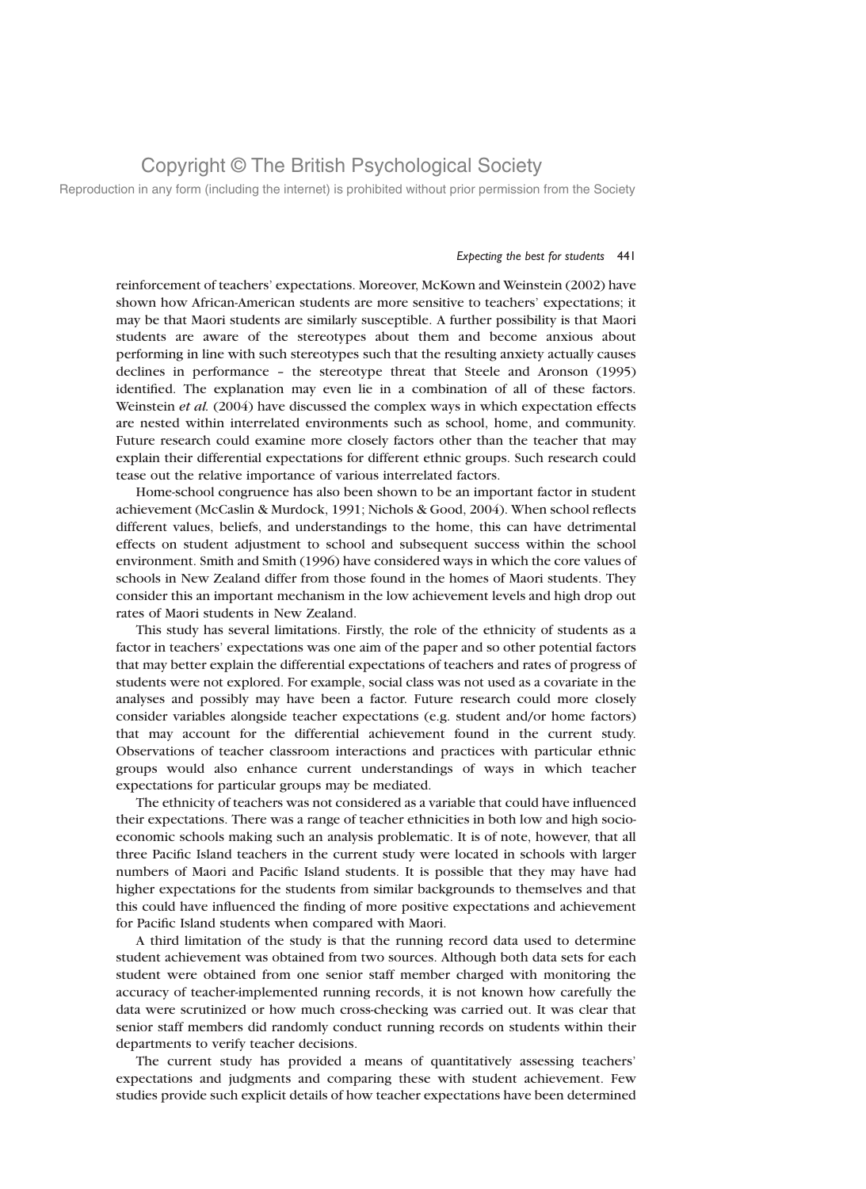reinforcement of teachers' expectations. Moreover, McKown and Weinstein (2002) have shown how African-American students are more sensitive to teachers' expectations; it may be that Maori students are similarly susceptible. A further possibility is that Maori students are aware of the stereotypes about them and become anxious about performing in line with such stereotypes such that the resulting anxiety actually causes declines in performance – the stereotype threat that Steele and Aronson (1995) identified. The explanation may even lie in a combination of all of these factors. Weinstein *et al.* (2004) have discussed the complex ways in which expectation effects are nested within interrelated environments such as school, home, and community. Future research could examine more closely factors other than the teacher that may explain their differential expectations for different ethnic groups. Such research could tease out the relative importance of various interrelated factors.

Home-school congruence has also been shown to be an important factor in student achievement (McCaslin & Murdock, 1991; Nichols & Good, 2004). When school reflects different values, beliefs, and understandings to the home, this can have detrimental effects on student adjustment to school and subsequent success within the school environment. Smith and Smith (1996) have considered ways in which the core values of schools in New Zealand differ from those found in the homes of Maori students. They consider this an important mechanism in the low achievement levels and high drop out rates of Maori students in New Zealand.

This study has several limitations. Firstly, the role of the ethnicity of students as a factor in teachers' expectations was one aim of the paper and so other potential factors that may better explain the differential expectations of teachers and rates of progress of students were not explored. For example, social class was not used as a covariate in the analyses and possibly may have been a factor. Future research could more closely consider variables alongside teacher expectations (e.g. student and/or home factors) that may account for the differential achievement found in the current study. Observations of teacher classroom interactions and practices with particular ethnic groups would also enhance current understandings of ways in which teacher expectations for particular groups may be mediated.

The ethnicity of teachers was not considered as a variable that could have influenced their expectations. There was a range of teacher ethnicities in both low and high socio-economic schools making such an analysis problematic. It is of note, however, that all three Pacific Island teachers in the current study were located in schools with larger numbers of Maori and Pacific Island students. It is possible that they may have had higher expectations for the students from similar backgrounds to themselves and that this could have influenced the finding of more positive expectations and achievement for Pacific Island students when compared with Maori.

A third limitation of the study is that the running record data used to determine student achievement was obtained from two sources. Although both data sets for each student were obtained from one senior staff member charged with monitoring the accuracy of teacher-implemented running records, it is not known how carefully the data were scrutinized or how much cross-checking was carried out. It was clear that senior staff members did randomly conduct running records on students within their departments to verify teacher decisions.

The current study has provided a means of quantitatively assessing teachers' expectations and judgments and comparing these with student achievement. Few studies provide such explicit details of how teacher expectations have been determined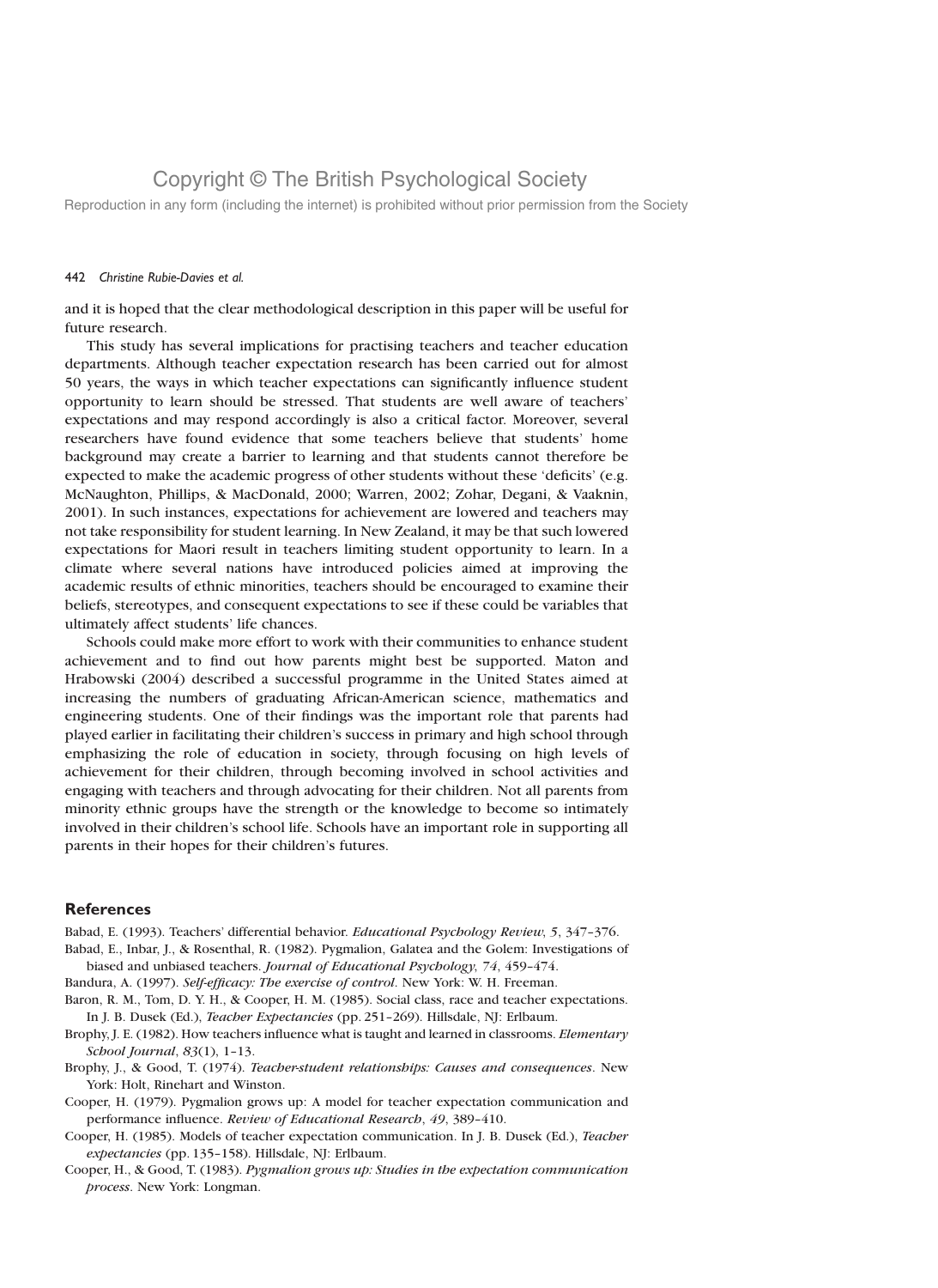and it is hoped that the clear methodological description in this paper will be useful for future research.

This study has several implications for practising teachers and teacher education departments. Although teacher expectation research has been carried out for almost 50 years, the ways in which teacher expectations can significantly influence student opportunity to learn should be stressed. That students are well aware of teachers' expectations and may respond accordingly is also a critical factor. Moreover, several researchers have found evidence that some teachers believe that students' home background may create a barrier to learning and that students cannot therefore be expected to make the academic progress of other students without these 'deficits' (e.g. McNaughton, Phillips, & MacDonald, 2000; Warren, 2002; Zohar, Degani, & Vaaknin, 2001). In such instances, expectations for achievement are lowered and teachers may not take responsibility for student learning. In New Zealand, it may be that such lowered expectations for Maori result in teachers limiting student opportunity to learn. In a climate where several nations have introduced policies aimed at improving the academic results of ethnic minorities, teachers should be encouraged to examine their beliefs, stereotypes, and consequent expectations to see if these could be variables that ultimately affect students' life chances.

Schools could make more effort to work with their communities to enhance student achievement and to find out how parents might best be supported. Maton and Hrabowski (2004) described a successful programme in the United States aimed at increasing the numbers of graduating African-American science, mathematics and engineering students. One of their findings was the important role that parents had played earlier in facilitating their children's success in primary and high school through emphasizing the role of education in society, through focusing on high levels of achievement for their children, through becoming involved in school activities and engaging with teachers and through advocating for their children. Not all parents from minority ethnic groups have the strength or the knowledge to become so intimately involved in their children's school life. Schools have an important role in supporting all parents in their hopes for their children's futures.

## References

Babad, E. (1993). Teachers' differential behavior. *Educational Psychology Review*, *5*, 347–376.

Babad, E., Inbar, J., & Rosenthal, R. (1982). Pygmalion, Galatea and the Golem: Investigations of biased and unbiased teachers. *Journal of Educational Psychology*, *74*, 459–474.

Bandura, A. (1997). *Self-efficacy: The exercise of control*. New York: W. H. Freeman.

Baron, R. M., Tom, D. Y. H., & Cooper, H. M. (1985). Social class, race and teacher expectations. In J. B. Dusek (Ed.), *Teacher Expectancies* (pp. 251–269). Hillsdale, NJ: Erlbaum.

Brophy, J. E. (1982). How teachers influence what is taught and learned in classrooms. *Elementary School Journal*, *83*(1), 1–13.

Brophy, J., & Good, T. (1974). *Teacher-student relationships: Causes and consequences*. New York: Holt, Rinehart and Winston.

Cooper, H. (1979). Pygmalion grows up: A model for teacher expectation communication and performance influence. *Review of Educational Research*, *49*, 389–410.

Cooper, H. (1985). Models of teacher expectation communication. In J. B. Dusek (Ed.), *Teacher expectancies* (pp. 135–158). Hillsdale, NJ: Erlbaum.

Cooper, H., & Good, T. (1983). *Pygmalion grows up: Studies in the expectation communication process*. New York: Longman.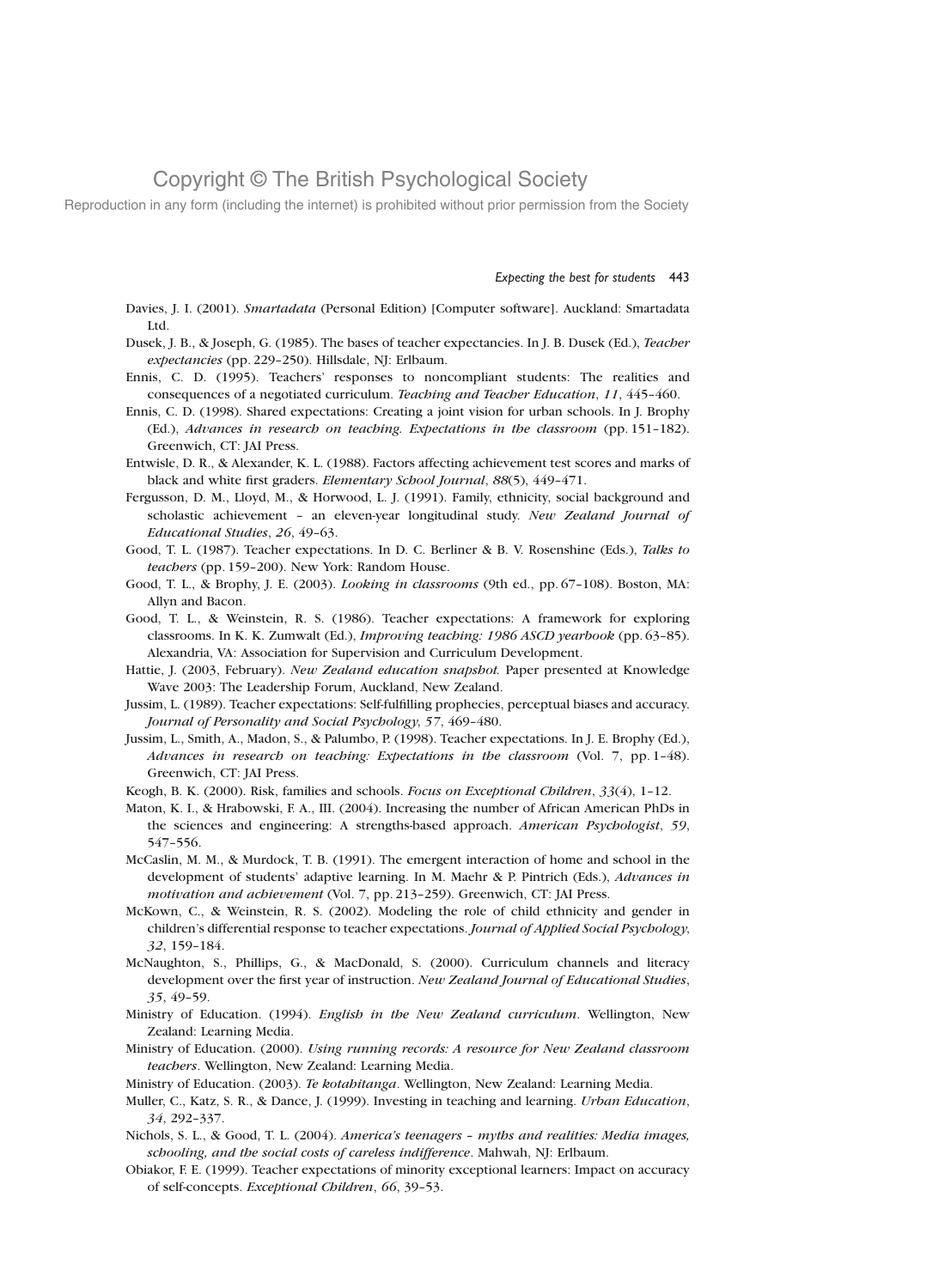Davies, J. I. (2001). *Smartadata* (Personal Edition) [Computer software]. Auckland: Smartadata Ltd.

Dusek, J. B., & Joseph, G. (1985). The bases of teacher expectancies. In J. B. Dusek (Ed.), *Teacher expectancies* (pp. 229–250). Hillsdale, NJ: Erlbaum.

Ennis, C. D. (1995). Teachers' responses to noncompliant students: The realities and consequences of a negotiated curriculum. *Teaching and Teacher Education*, *11*, 445–460.

Ennis, C. D. (1998). Shared expectations: Creating a joint vision for urban schools. In J. Brophy (Ed.), *Advances in research on teaching. Expectations in the classroom* (pp. 151–182). Greenwich, CT: JAI Press.

Entwisle, D. R., & Alexander, K. L. (1988). Factors affecting achievement test scores and marks of black and white first graders. *Elementary School Journal*, *88*(5), 449–471.

Fergusson, D. M., Lloyd, M., & Horwood, L. J. (1991). Family, ethnicity, social background and scholastic achievement – an eleven-year longitudinal study. *New Zealand Journal of Educational Studies*, *26*, 49–63.

Good, T. L. (1987). Teacher expectations. In D. C. Berliner & B. V. Rosenshine (Eds.), *Talks to teachers* (pp. 159–200). New York: Random House.

Good, T. L., & Brophy, J. E. (2003). *Looking in classrooms* (9th ed., pp. 67–108). Boston, MA: Allyn and Bacon.

Good, T. L., & Weinstein, R. S. (1986). Teacher expectations: A framework for exploring classrooms. In K. K. Zumwalt (Ed.), *Improving teaching: 1986 ASCD yearbook* (pp. 63–85). Alexandria, VA: Association for Supervision and Curriculum Development.

Hattie, J. (2003, February). *New Zealand education snapshot.* Paper presented at Knowledge Wave 2003: The Leadership Forum, Auckland, New Zealand.

Jussim, L. (1989). Teacher expectations: Self-fulfilling prophecies, perceptual biases and accuracy. *Journal of Personality and Social Psychology*, *57*, 469–480.

Jussim, L., Smith, A., Madon, S., & Palumbo, P. (1998). Teacher expectations. In J. E. Brophy (Ed.), *Advances in research on teaching: Expectations in the classroom* (Vol. 7, pp. 1–48). Greenwich, CT: JAI Press.

Keogh, B. K. (2000). Risk, families and schools. *Focus on Exceptional Children*, *33*(4), 1–12.

Maton, K. I., & Hrabowski, F. A., III. (2004). Increasing the number of African American PhDs in the sciences and engineering: A strengths-based approach. *American Psychologist*, *59*, 547–556.

McCaslin, M. M., & Murdock, T. B. (1991). The emergent interaction of home and school in the development of students' adaptive learning. In M. Maehr & P. Pintrich (Eds.), *Advances in motivation and achievement* (Vol. 7, pp. 213–259). Greenwich, CT: JAI Press.

McKown, C., & Weinstein, R. S. (2002). Modeling the role of child ethnicity and gender in children's differential response to teacher expectations. *Journal of Applied Social Psychology*, *32*, 159–184.

McNaughton, S., Phillips, G., & MacDonald, S. (2000). Curriculum channels and literacy development over the first year of instruction. *New Zealand Journal of Educational Studies*, *35*, 49–59.

Ministry of Education. (1994). *English in the New Zealand curriculum*. Wellington, New Zealand: Learning Media.

Ministry of Education. (2000). *Using running records: A resource for New Zealand classroom teachers*. Wellington, New Zealand: Learning Media.

Ministry of Education. (2003). *Te kotahitanga*. Wellington, New Zealand: Learning Media.

Muller, C., Katz, S. R., & Dance, J. (1999). Investing in teaching and learning. *Urban Education*, *34*, 292–337.

Nichols, S. L., & Good, T. L. (2004). *America's teenagers – myths and realities: Media images, schooling, and the social costs of careless indifference*. Mahwah, NJ: Erlbaum.

Obiakor, F. E. (1999). Teacher expectations of minority exceptional learners: Impact on accuracy of self-concepts. *Exceptional Children*, *66*, 39–53.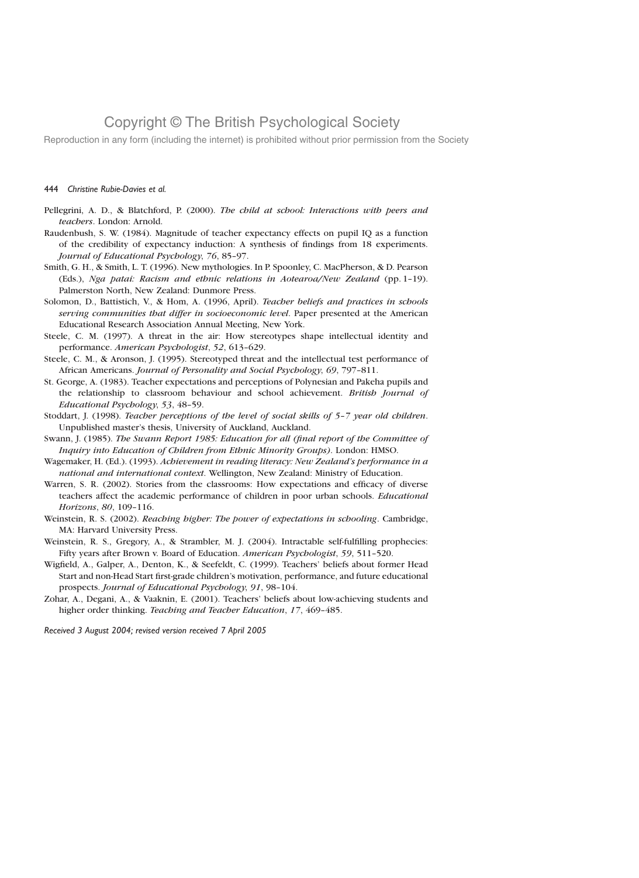Pellegrini, A. D., & Blatchford, P. (2000). *The child at school: Interactions with peers and teachers*. London: Arnold.

Raudenbush, S. W. (1984). Magnitude of teacher expectancy effects on pupil IQ as a function of the credibility of expectancy induction: A synthesis of findings from 18 experiments. *Journal of Educational Psychology*, *76*, 85–97.

Smith, G. H., & Smith, L. T. (1996). New mythologies. In P. Spoonley, C. MacPherson, & D. Pearson (Eds.), *Nga patai: Racism and ethnic relations in Aotearoa/New Zealand* (pp. 1–19). Palmerston North, New Zealand: Dunmore Press.

Solomon, D., Battistich, V., & Hom, A. (1996, April). *Teacher beliefs and practices in schools serving communities that differ in socioeconomic level*. Paper presented at the American Educational Research Association Annual Meeting, New York.

Steele, C. M. (1997). A threat in the air: How stereotypes shape intellectual identity and performance. *American Psychologist*, *52*, 613–629.

Steele, C. M., & Aronson, J. (1995). Stereotyped threat and the intellectual test performance of African Americans. *Journal of Personality and Social Psychology*, *69*, 797–811.

St. George, A. (1983). Teacher expectations and perceptions of Polynesian and Pakeha pupils and the relationship to classroom behaviour and school achievement. *British Journal of Educational Psychology*, *53*, 48–59.

Stoddart, J. (1998). *Teacher perceptions of the level of social skills of 5–7 year old children*. Unpublished master's thesis, University of Auckland, Auckland.

Swann, J. (1985). *The Swann Report 1985: Education for all (final report of the Committee of Inquiry into Education of Children from Ethnic Minority Groups)*. London: HMSO.

Wagemaker, H. (Ed.). (1993). *Achievement in reading literacy: New Zealand's performance in a national and international context*. Wellington, New Zealand: Ministry of Education.

Warren, S. R. (2002). Stories from the classrooms: How expectations and efficacy of diverse teachers affect the academic performance of children in poor urban schools. *Educational Horizons*, *80*, 109–116.

Weinstein, R. S. (2002). *Reaching higher: The power of expectations in schooling*. Cambridge, MA: Harvard University Press.

Weinstein, R. S., Gregory, A., & Strambler, M. J. (2004). Intractable self-fulfilling prophecies: Fifty years after Brown v. Board of Education. *American Psychologist*, *59*, 511–520.

Wigfield, A., Galper, A., Denton, K., & Seefeldt, C. (1999). Teachers' beliefs about former Head Start and non-Head Start first-grade children's motivation, performance, and future educational prospects. *Journal of Educational Psychology*, *91*, 98–104.

Zohar, A., Degani, A., & Vaaknin, E. (2001). Teachers' beliefs about low-achieving students and higher order thinking. *Teaching and Teacher Education*, *17*, 469–485.

*Received 3 August 2004; revised version received 7 April 2005*